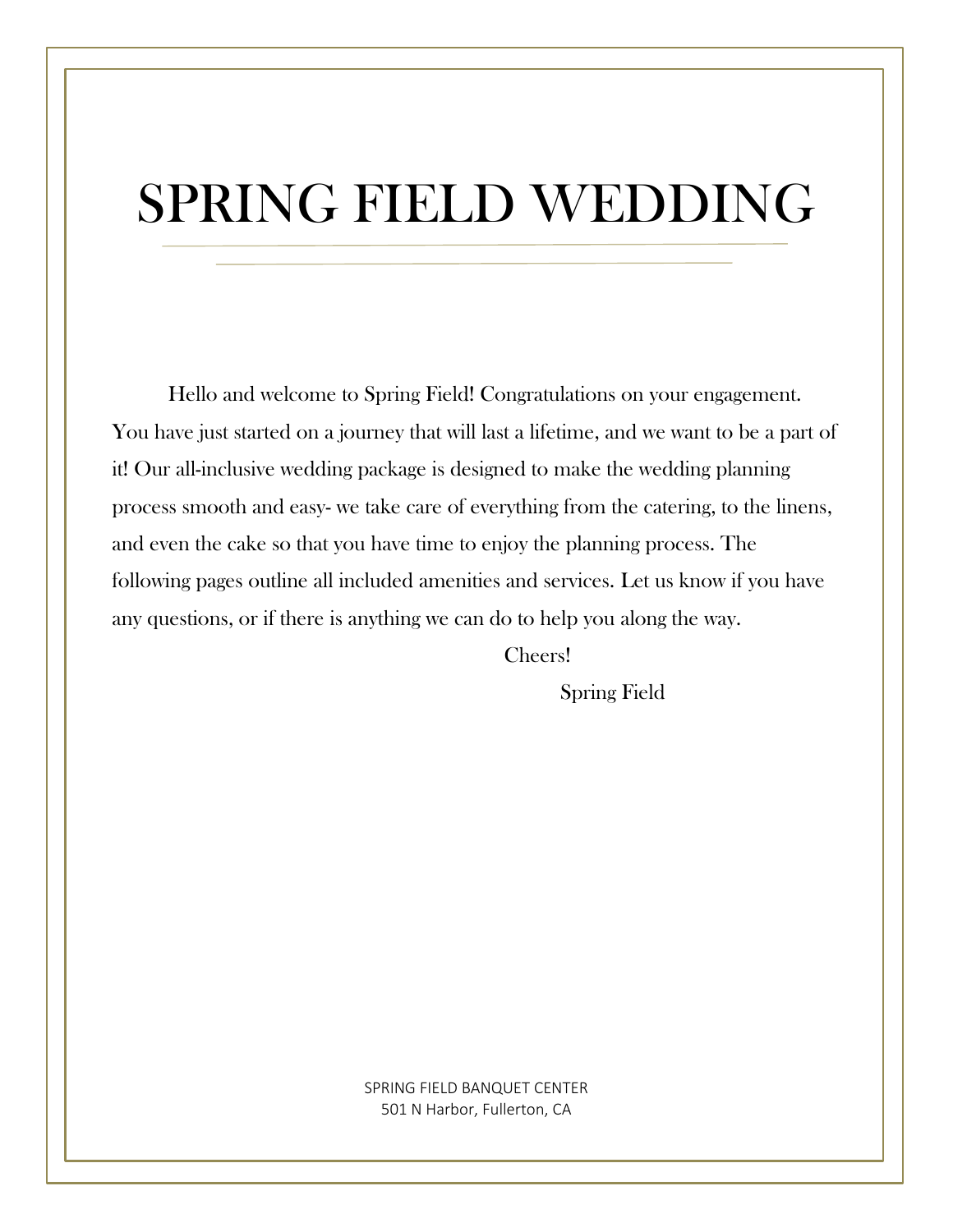# SPRING FIELD WEDDING

Hello and welcome to Spring Field! Congratulations on your engagement. You have just started on a journey that will last a lifetime, and we want to be a part of it! Our all-inclusive wedding package is designed to make the wedding planning process smooth and easy- we take care of everything from the catering, to the linens, and even the cake so that you have time to enjoy the planning process. The following pages outline all included amenities and services. Let us know if you have any questions, or if there is anything we can do to help you along the way.

Cheers!

Spring Field

SPRING FIELD BANQUET CENTER
501 N Harbor, Fullerton, CA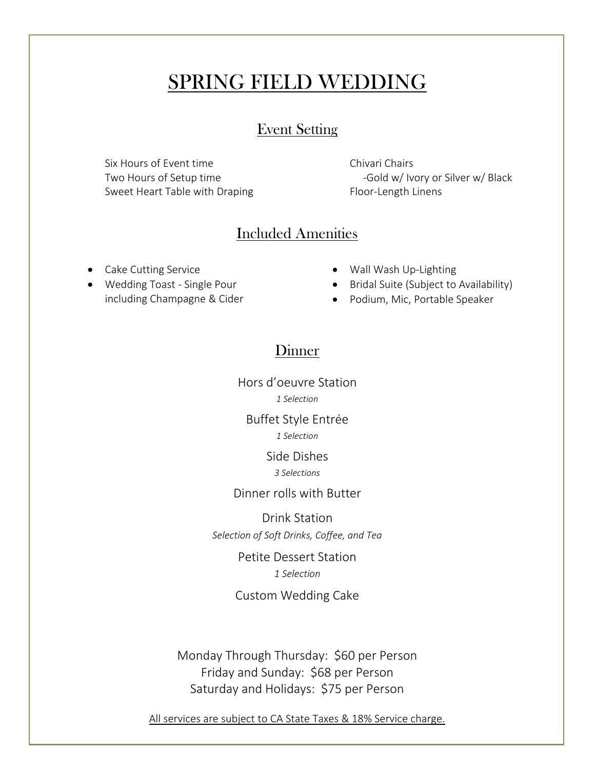# SPRING FIELD WEDDING

## Event Setting

Six Hours of Event time
Two Hours of Setup time
Sweet Heart Table with Draping

Chivari Chairs
-Gold w/ Ivory or Silver w/ Black
Floor-Length Linens

## Included Amenities

- Cake Cutting Service
- Wedding Toast - Single Pour including Champagne & Cider
- Wall Wash Up-Lighting
- Bridal Suite (Subject to Availability)
- Podium, Mic, Portable Speaker

## Dinner

Hors d'oeuvre Station
*1 Selection*

Buffet Style Entrée
*1 Selection*

Side Dishes
*3 Selections*

Dinner rolls with Butter

Drink Station
*Selection of Soft Drinks, Coffee, and Tea*

Petite Dessert Station
*1 Selection*

Custom Wedding Cake

Monday Through Thursday: $60 per Person
Friday and Sunday: $68 per Person
Saturday and Holidays: $75 per Person

All services are subject to CA State Taxes & 18% Service charge.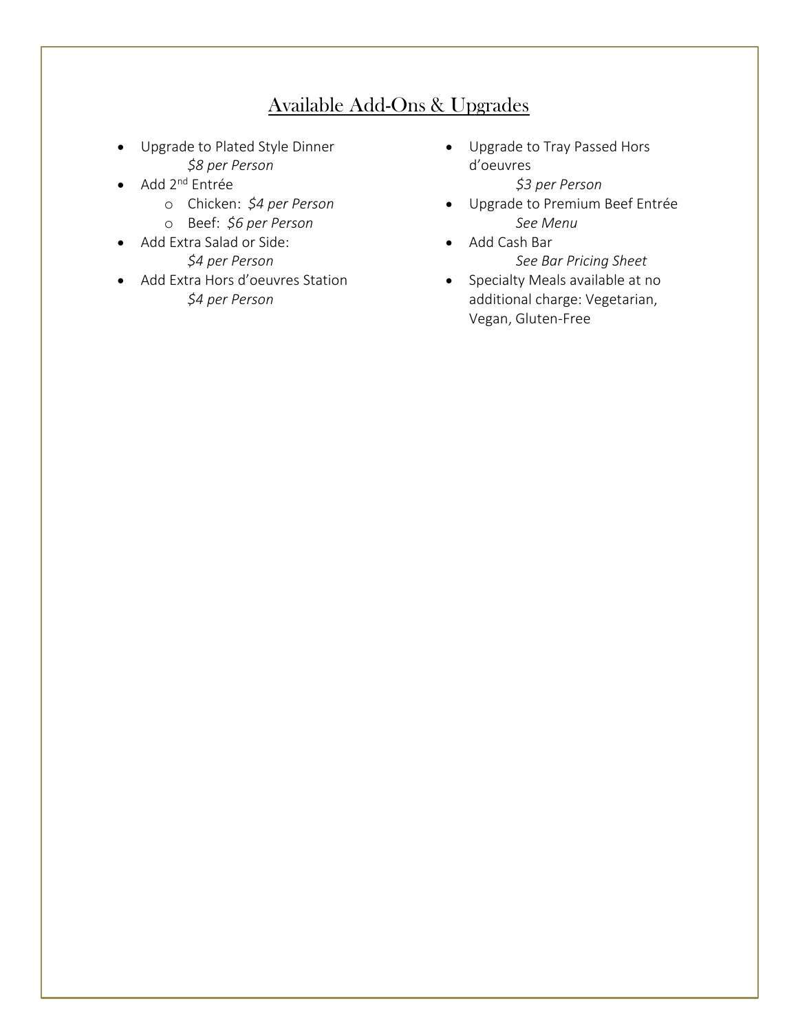## Available Add-Ons & Upgrades

- Upgrade to Plated Style Dinner
  *$8 per Person*
- Add 2nd Entrée
  - Chicken: *$4 per Person*
  - Beef: *$6 per Person*
- Add Extra Salad or Side:
  *$4 per Person*
- Add Extra Hors d'oeuvres Station
  *$4 per Person*
- Upgrade to Tray Passed Hors d'oeuvres
  *$3 per Person*
- Upgrade to Premium Beef Entrée
  *See Menu*
- Add Cash Bar
  *See Bar Pricing Sheet*
- Specialty Meals available at no additional charge: Vegetarian, Vegan, Gluten-Free